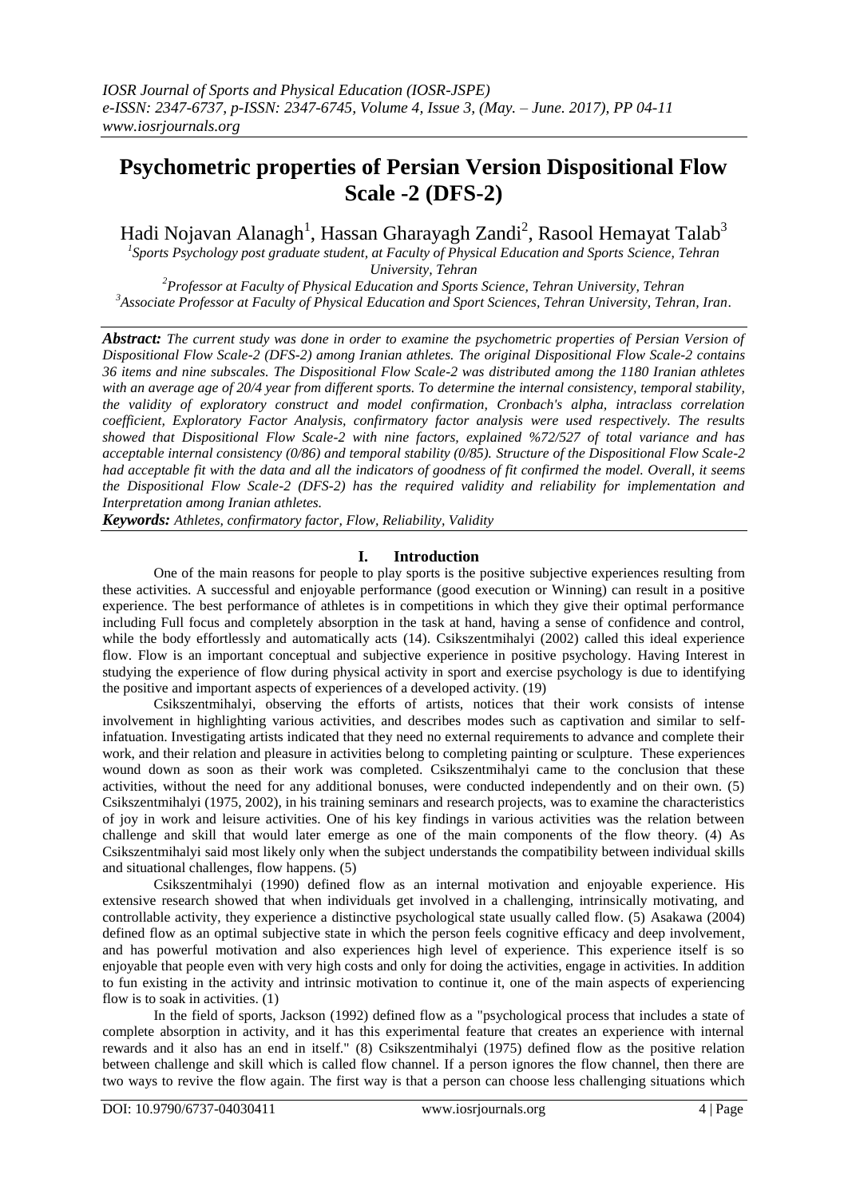# Psychometric properties of Persian Version Dispositional Flow Scale -2 (DFS-2)

Hadi Nojavan Alanagh[1], Hassan Gharayagh Zandi[2], Rasool Hemayat Talab[3]

[1]*Sports Psychology post graduate student, at Faculty of Physical Education and Sports Science, Tehran University, Tehran*

[2]*Professor at Faculty of Physical Education and Sports Science, Tehran University, Tehran*

[3]*Associate Professor at Faculty of Physical Education and Sport Sciences, Tehran University, Tehran, Iran.*

***Abstract:*** *The current study was done in order to examine the psychometric properties of Persian Version of Dispositional Flow Scale-2 (DFS-2) among Iranian athletes. The original Dispositional Flow Scale-2 contains 36 items and nine subscales. The Dispositional Flow Scale-2 was distributed among the 1180 Iranian athletes with an average age of 20/4 year from different sports. To determine the internal consistency, temporal stability, the validity of exploratory construct and model confirmation, Cronbach's alpha, intraclass correlation coefficient, Exploratory Factor Analysis, confirmatory factor analysis were used respectively. The results showed that Dispositional Flow Scale-2 with nine factors, explained %72/527 of total variance and has acceptable internal consistency (0/86) and temporal stability (0/85). Structure of the Dispositional Flow Scale-2 had acceptable fit with the data and all the indicators of goodness of fit confirmed the model. Overall, it seems the Dispositional Flow Scale-2 (DFS-2) has the required validity and reliability for implementation and Interpretation among Iranian athletes.*

***Keywords:*** *Athletes, confirmatory factor, Flow, Reliability, Validity*

## I. Introduction

One of the main reasons for people to play sports is the positive subjective experiences resulting from these activities. A successful and enjoyable performance (good execution or Winning) can result in a positive experience. The best performance of athletes is in competitions in which they give their optimal performance including Full focus and completely absorption in the task at hand, having a sense of confidence and control, while the body effortlessly and automatically acts (14). Csikszentmihalyi (2002) called this ideal experience flow. Flow is an important conceptual and subjective experience in positive psychology. Having Interest in studying the experience of flow during physical activity in sport and exercise psychology is due to identifying the positive and important aspects of experiences of a developed activity. (19)

Csikszentmihalyi, observing the efforts of artists, notices that their work consists of intense involvement in highlighting various activities, and describes modes such as captivation and similar to self-infatuation. Investigating artists indicated that they need no external requirements to advance and complete their work, and their relation and pleasure in activities belong to completing painting or sculpture. These experiences wound down as soon as their work was completed. Csikszentmihalyi came to the conclusion that these activities, without the need for any additional bonuses, were conducted independently and on their own. (5) Csikszentmihalyi (1975, 2002), in his training seminars and research projects, was to examine the characteristics of joy in work and leisure activities. One of his key findings in various activities was the relation between challenge and skill that would later emerge as one of the main components of the flow theory. (4) As Csikszentmihalyi said most likely only when the subject understands the compatibility between individual skills and situational challenges, flow happens. (5)

Csikszentmihalyi (1990) defined flow as an internal motivation and enjoyable experience. His extensive research showed that when individuals get involved in a challenging, intrinsically motivating, and controllable activity, they experience a distinctive psychological state usually called flow. (5) Asakawa (2004) defined flow as an optimal subjective state in which the person feels cognitive efficacy and deep involvement, and has powerful motivation and also experiences high level of experience. This experience itself is so enjoyable that people even with very high costs and only for doing the activities, engage in activities. In addition to fun existing in the activity and intrinsic motivation to continue it, one of the main aspects of experiencing flow is to soak in activities. (1)

In the field of sports, Jackson (1992) defined flow as a "psychological process that includes a state of complete absorption in activity, and it has this experimental feature that creates an experience with internal rewards and it also has an end in itself." (8) Csikszentmihalyi (1975) defined flow as the positive relation between challenge and skill which is called flow channel. If a person ignores the flow channel, then there are two ways to revive the flow again. The first way is that a person can choose less challenging situations which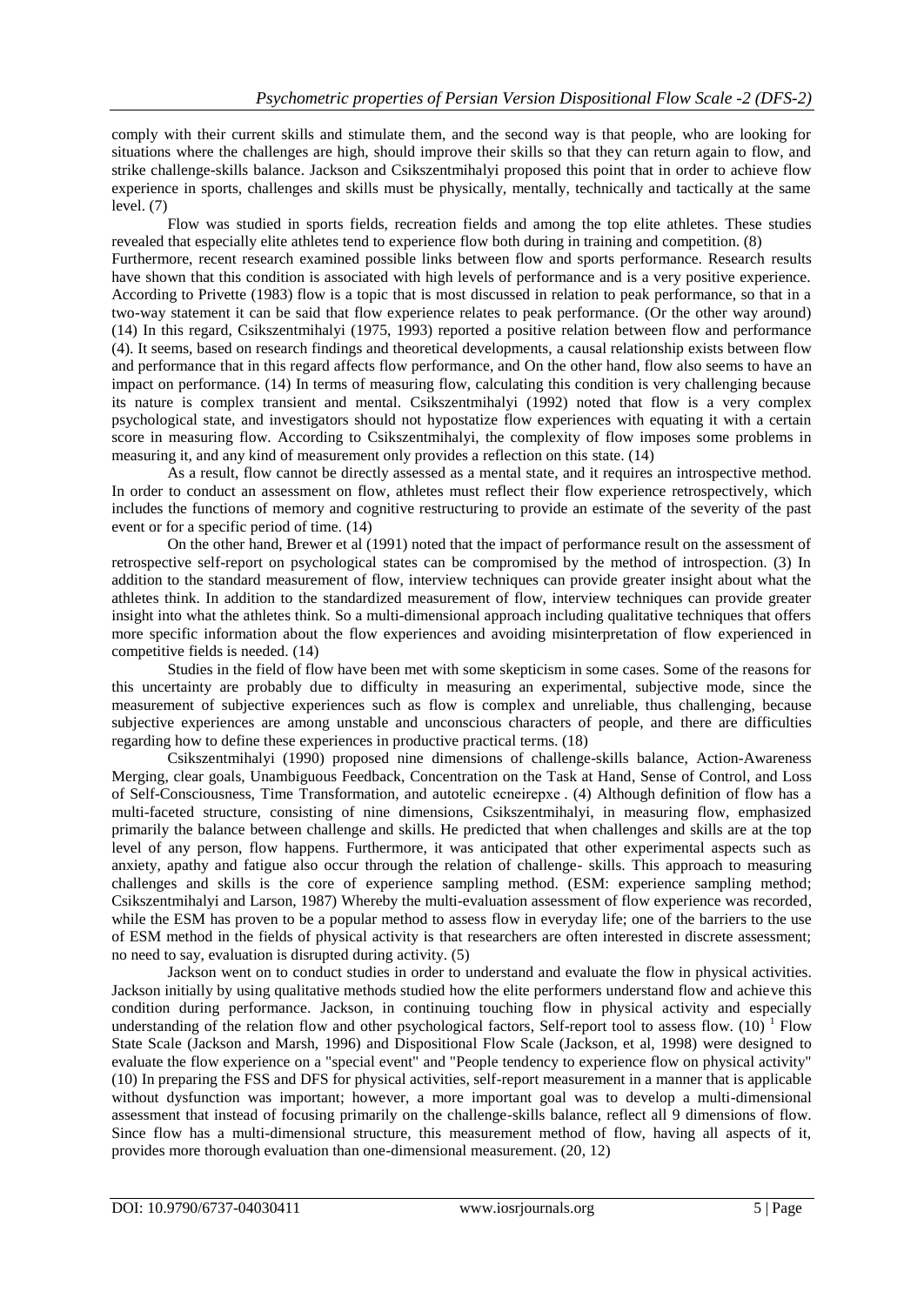comply with their current skills and stimulate them, and the second way is that people, who are looking for situations where the challenges are high, should improve their skills so that they can return again to flow, and strike challenge-skills balance. Jackson and Csikszentmihalyi proposed this point that in order to achieve flow experience in sports, challenges and skills must be physically, mentally, technically and tactically at the same level. (7)

Flow was studied in sports fields, recreation fields and among the top elite athletes. These studies revealed that especially elite athletes tend to experience flow both during in training and competition. (8)

Furthermore, recent research examined possible links between flow and sports performance. Research results have shown that this condition is associated with high levels of performance and is a very positive experience. According to Privette (1983) flow is a topic that is most discussed in relation to peak performance, so that in a two-way statement it can be said that flow experience relates to peak performance. (Or the other way around) (14) In this regard, Csikszentmihalyi (1975, 1993) reported a positive relation between flow and performance (4). It seems, based on research findings and theoretical developments, a causal relationship exists between flow and performance that in this regard affects flow performance, and On the other hand, flow also seems to have an impact on performance. (14) In terms of measuring flow, calculating this condition is very challenging because its nature is complex transient and mental. Csikszentmihalyi (1992) noted that flow is a very complex psychological state, and investigators should not hypostatize flow experiences with equating it with a certain score in measuring flow. According to Csikszentmihalyi, the complexity of flow imposes some problems in measuring it, and any kind of measurement only provides a reflection on this state. (14)

As a result, flow cannot be directly assessed as a mental state, and it requires an introspective method. In order to conduct an assessment on flow, athletes must reflect their flow experience retrospectively, which includes the functions of memory and cognitive restructuring to provide an estimate of the severity of the past event or for a specific period of time. (14)

On the other hand, Brewer et al (1991) noted that the impact of performance result on the assessment of retrospective self-report on psychological states can be compromised by the method of introspection. (3) In addition to the standard measurement of flow, interview techniques can provide greater insight about what the athletes think. In addition to the standardized measurement of flow, interview techniques can provide greater insight into what the athletes think. So a multi-dimensional approach including qualitative techniques that offers more specific information about the flow experiences and avoiding misinterpretation of flow experienced in competitive fields is needed. (14)

Studies in the field of flow have been met with some skepticism in some cases. Some of the reasons for this uncertainty are probably due to difficulty in measuring an experimental, subjective mode, since the measurement of subjective experiences such as flow is complex and unreliable, thus challenging, because subjective experiences are among unstable and unconscious characters of people, and there are difficulties regarding how to define these experiences in productive practical terms. (18)

Csikszentmihalyi (1990) proposed nine dimensions of challenge-skills balance, Action-Awareness Merging, clear goals, Unambiguous Feedback, Concentration on the Task at Hand, Sense of Control, and Loss of Self-Consciousness, Time Transformation, and autotelic ecneirepxe . (4) Although definition of flow has a multi-faceted structure, consisting of nine dimensions, Csikszentmihalyi, in measuring flow, emphasized primarily the balance between challenge and skills. He predicted that when challenges and skills are at the top level of any person, flow happens. Furthermore, it was anticipated that other experimental aspects such as anxiety, apathy and fatigue also occur through the relation of challenge- skills. This approach to measuring challenges and skills is the core of experience sampling method. (ESM: experience sampling method; Csikszentmihalyi and Larson, 1987) Whereby the multi-evaluation assessment of flow experience was recorded, while the ESM has proven to be a popular method to assess flow in everyday life; one of the barriers to the use of ESM method in the fields of physical activity is that researchers are often interested in discrete assessment; no need to say, evaluation is disrupted during activity. (5)

Jackson went on to conduct studies in order to understand and evaluate the flow in physical activities. Jackson initially by using qualitative methods studied how the elite performers understand flow and achieve this condition during performance. Jackson, in continuing touching flow in physical activity and especially understanding of the relation flow and other psychological factors, Self-report tool to assess flow. (10) [1] Flow State Scale (Jackson and Marsh, 1996) and Dispositional Flow Scale (Jackson, et al, 1998) were designed to evaluate the flow experience on a "special event" and "People tendency to experience flow on physical activity" (10) In preparing the FSS and DFS for physical activities, self-report measurement in a manner that is applicable without dysfunction was important; however, a more important goal was to develop a multi-dimensional assessment that instead of focusing primarily on the challenge-skills balance, reflect all 9 dimensions of flow. Since flow has a multi-dimensional structure, this measurement method of flow, having all aspects of it, provides more thorough evaluation than one-dimensional measurement. (20, 12)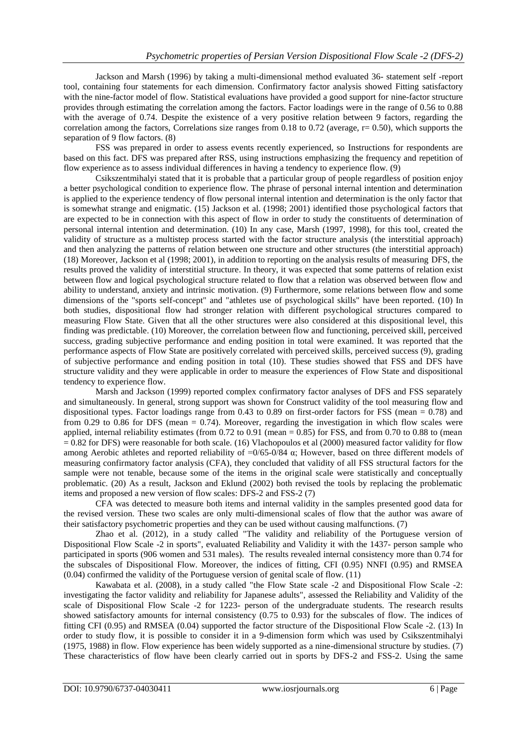Jackson and Marsh (1996) by taking a multi-dimensional method evaluated 36- statement self -report tool, containing four statements for each dimension. Confirmatory factor analysis showed Fitting satisfactory with the nine-factor model of flow. Statistical evaluations have provided a good support for nine-factor structure provides through estimating the correlation among the factors. Factor loadings were in the range of 0.56 to 0.88 with the average of 0.74. Despite the existence of a very positive relation between 9 factors, regarding the correlation among the factors, Correlations size ranges from 0.18 to 0.72 (average, r= 0.50), which supports the separation of 9 flow factors. (8)

FSS was prepared in order to assess events recently experienced, so Instructions for respondents are based on this fact. DFS was prepared after RSS, using instructions emphasizing the frequency and repetition of flow experience as to assess individual differences in having a tendency to experience flow. (9)

Csikszentmihalyi stated that it is probable that a particular group of people regardless of position enjoy a better psychological condition to experience flow. The phrase of personal internal intention and determination is applied to the experience tendency of flow personal internal intention and determination is the only factor that is somewhat strange and enigmatic. (15) Jackson et al. (1998; 2001) identified those psychological factors that are expected to be in connection with this aspect of flow in order to study the constituents of determination of personal internal intention and determination. (10) In any case, Marsh (1997, 1998), for this tool, created the validity of structure as a multistep process started with the factor structure analysis (the interstitial approach) and then analyzing the patterns of relation between one structure and other structures (the interstitial approach) (18) Moreover, Jackson et al (1998; 2001), in addition to reporting on the analysis results of measuring DFS, the results proved the validity of interstitial structure. In theory, it was expected that some patterns of relation exist between flow and logical psychological structure related to flow that a relation was observed between flow and ability to understand, anxiety and intrinsic motivation. (9) Furthermore, some relations between flow and some dimensions of the "sports self-concept" and "athletes use of psychological skills" have been reported. (10) In both studies, dispositional flow had stronger relation with different psychological structures compared to measuring Flow State. Given that all the other structures were also considered at this dispositional level, this finding was predictable. (10) Moreover, the correlation between flow and functioning, perceived skill, perceived success, grading subjective performance and ending position in total were examined. It was reported that the performance aspects of Flow State are positively correlated with perceived skills, perceived success (9), grading of subjective performance and ending position in total (10). These studies showed that FSS and DFS have structure validity and they were applicable in order to measure the experiences of Flow State and dispositional tendency to experience flow.

Marsh and Jackson (1999) reported complex confirmatory factor analyses of DFS and FSS separately and simultaneously. In general, strong support was shown for Construct validity of the tool measuring flow and dispositional types. Factor loadings range from 0.43 to 0.89 on first-order factors for FSS (mean = 0.78) and from 0.29 to 0.86 for DFS (mean = 0.74). Moreover, regarding the investigation in which flow scales were applied, internal reliability estimates (from 0.72 to 0.91 (mean = 0.85) for FSS, and from 0.70 to 0.88 to (mean = 0.82 for DFS) were reasonable for both scale. (16) Vlachopoulos et al (2000) measured factor validity for flow among Aerobic athletes and reported reliability of =0/65-0/84 α; However, based on three different models of measuring confirmatory factor analysis (CFA), they concluded that validity of all FSS structural factors for the sample were not tenable, because some of the items in the original scale were statistically and conceptually problematic. (20) As a result, Jackson and Eklund (2002) both revised the tools by replacing the problematic items and proposed a new version of flow scales: DFS-2 and FSS-2 (7)

CFA was detected to measure both items and internal validity in the samples presented good data for the revised version. These two scales are only multi-dimensional scales of flow that the author was aware of their satisfactory psychometric properties and they can be used without causing malfunctions. (7)

Zhao et al. (2012), in a study called "The validity and reliability of the Portuguese version of Dispositional Flow Scale -2 in sports", evaluated Reliability and Validity it with the 1437- person sample who participated in sports (906 women and 531 males). The results revealed internal consistency more than 0.74 for the subscales of Dispositional Flow. Moreover, the indices of fitting, CFI (0.95) NNFI (0.95) and RMSEA (0.04) confirmed the validity of the Portuguese version of genital scale of flow. (11)

Kawabata et al. (2008), in a study called "the Flow State scale -2 and Dispositional Flow Scale -2: investigating the factor validity and reliability for Japanese adults", assessed the Reliability and Validity of the scale of Dispositional Flow Scale -2 for 1223- person of the undergraduate students. The research results showed satisfactory amounts for internal consistency (0.75 to 0.93) for the subscales of flow. The indices of fitting CFI (0.95) and RMSEA (0.04) supported the factor structure of the Dispositional Flow Scale -2. (13) In order to study flow, it is possible to consider it in a 9-dimension form which was used by Csikszentmihalyi (1975, 1988) in flow. Flow experience has been widely supported as a nine-dimensional structure by studies. (7) These characteristics of flow have been clearly carried out in sports by DFS-2 and FSS-2. Using the same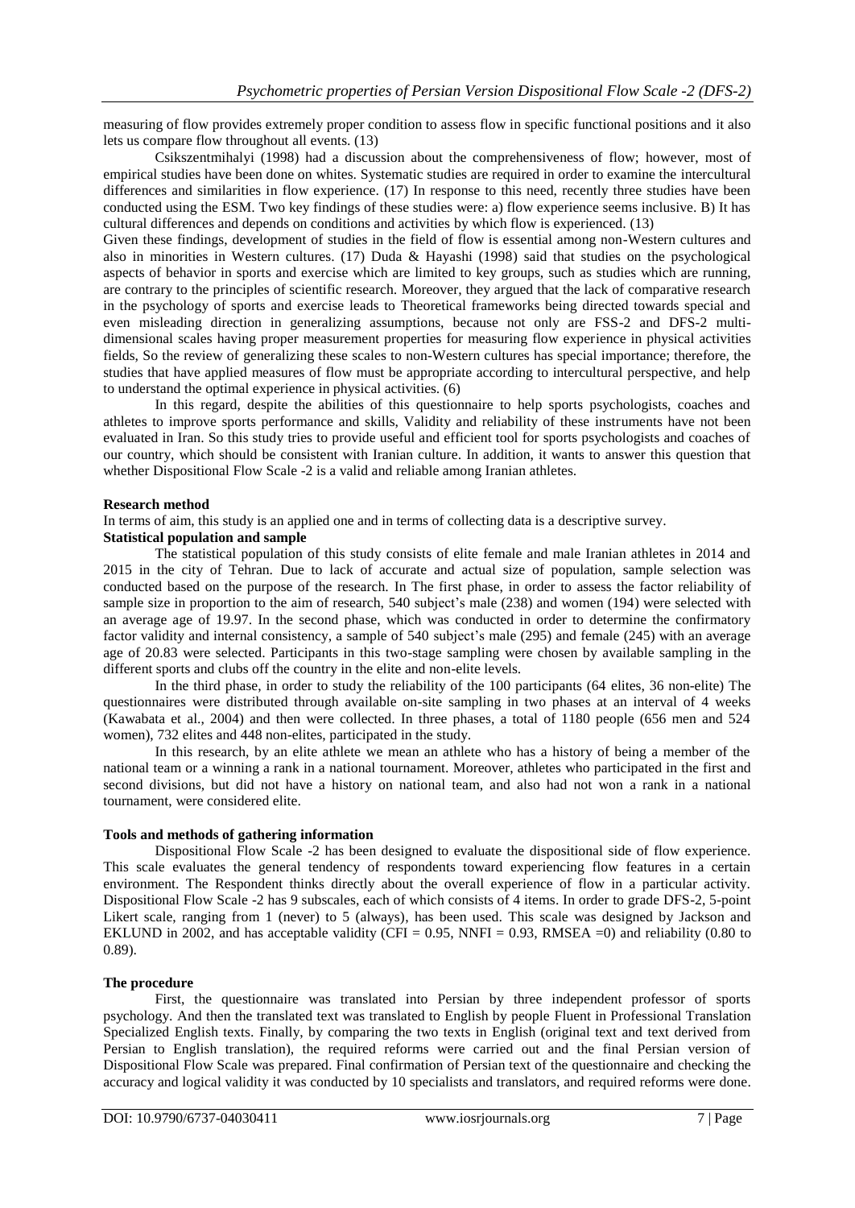measuring of flow provides extremely proper condition to assess flow in specific functional positions and it also lets us compare flow throughout all events. (13)

Csikszentmihalyi (1998) had a discussion about the comprehensiveness of flow; however, most of empirical studies have been done on whites. Systematic studies are required in order to examine the intercultural differences and similarities in flow experience. (17) In response to this need, recently three studies have been conducted using the ESM. Two key findings of these studies were: a) flow experience seems inclusive. B) It has cultural differences and depends on conditions and activities by which flow is experienced. (13)

Given these findings, development of studies in the field of flow is essential among non-Western cultures and also in minorities in Western cultures. (17) Duda & Hayashi (1998) said that studies on the psychological aspects of behavior in sports and exercise which are limited to key groups, such as studies which are running, are contrary to the principles of scientific research. Moreover, they argued that the lack of comparative research in the psychology of sports and exercise leads to Theoretical frameworks being directed towards special and even misleading direction in generalizing assumptions, because not only are FSS-2 and DFS-2 multi-dimensional scales having proper measurement properties for measuring flow experience in physical activities fields, So the review of generalizing these scales to non-Western cultures has special importance; therefore, the studies that have applied measures of flow must be appropriate according to intercultural perspective, and help to understand the optimal experience in physical activities. (6)

In this regard, despite the abilities of this questionnaire to help sports psychologists, coaches and athletes to improve sports performance and skills, Validity and reliability of these instruments have not been evaluated in Iran. So this study tries to provide useful and efficient tool for sports psychologists and coaches of our country, which should be consistent with Iranian culture. In addition, it wants to answer this question that whether Dispositional Flow Scale -2 is a valid and reliable among Iranian athletes.

**Research method**

In terms of aim, this study is an applied one and in terms of collecting data is a descriptive survey.

**Statistical population and sample**

The statistical population of this study consists of elite female and male Iranian athletes in 2014 and 2015 in the city of Tehran. Due to lack of accurate and actual size of population, sample selection was conducted based on the purpose of the research. In The first phase, in order to assess the factor reliability of sample size in proportion to the aim of research, 540 subject's male (238) and women (194) were selected with an average age of 19.97. In the second phase, which was conducted in order to determine the confirmatory factor validity and internal consistency, a sample of 540 subject's male (295) and female (245) with an average age of 20.83 were selected. Participants in this two-stage sampling were chosen by available sampling in the different sports and clubs off the country in the elite and non-elite levels.

In the third phase, in order to study the reliability of the 100 participants (64 elites, 36 non-elite) The questionnaires were distributed through available on-site sampling in two phases at an interval of 4 weeks (Kawabata et al., 2004) and then were collected. In three phases, a total of 1180 people (656 men and 524 women), 732 elites and 448 non-elites, participated in the study.

In this research, by an elite athlete we mean an athlete who has a history of being a member of the national team or a winning a rank in a national tournament. Moreover, athletes who participated in the first and second divisions, but did not have a history on national team, and also had not won a rank in a national tournament, were considered elite.

**Tools and methods of gathering information**

Dispositional Flow Scale -2 has been designed to evaluate the dispositional side of flow experience. This scale evaluates the general tendency of respondents toward experiencing flow features in a certain environment. The Respondent thinks directly about the overall experience of flow in a particular activity. Dispositional Flow Scale -2 has 9 subscales, each of which consists of 4 items. In order to grade DFS-2, 5-point Likert scale, ranging from 1 (never) to 5 (always), has been used. This scale was designed by Jackson and EKLUND in 2002, and has acceptable validity (CFI = 0.95, NNFI = 0.93, RMSEA =0) and reliability (0.80 to 0.89).

**The procedure**

First, the questionnaire was translated into Persian by three independent professor of sports psychology. And then the translated text was translated to English by people Fluent in Professional Translation Specialized English texts. Finally, by comparing the two texts in English (original text and text derived from Persian to English translation), the required reforms were carried out and the final Persian version of Dispositional Flow Scale was prepared. Final confirmation of Persian text of the questionnaire and checking the accuracy and logical validity it was conducted by 10 specialists and translators, and required reforms were done.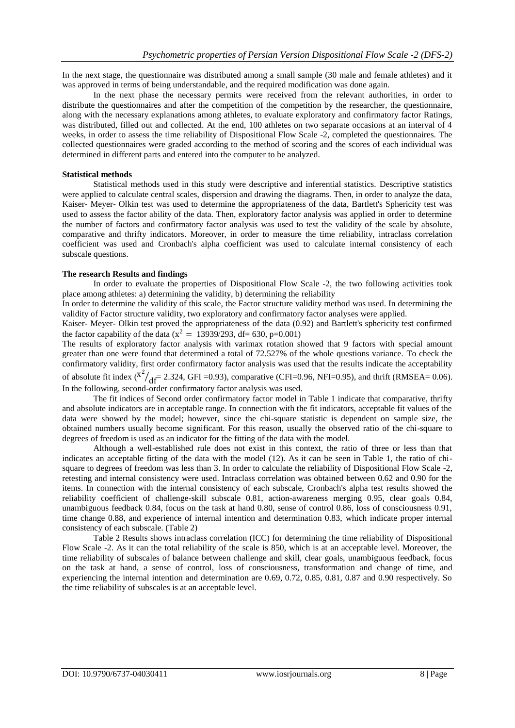In the next stage, the questionnaire was distributed among a small sample (30 male and female athletes) and it was approved in terms of being understandable, and the required modification was done again.

In the next phase the necessary permits were received from the relevant authorities, in order to distribute the questionnaires and after the competition of the competition by the researcher, the questionnaire, along with the necessary explanations among athletes, to evaluate exploratory and confirmatory factor Ratings, was distributed, filled out and collected. At the end, 100 athletes on two separate occasions at an interval of 4 weeks, in order to assess the time reliability of Dispositional Flow Scale -2, completed the questionnaires. The collected questionnaires were graded according to the method of scoring and the scores of each individual was determined in different parts and entered into the computer to be analyzed.

**Statistical methods**

Statistical methods used in this study were descriptive and inferential statistics. Descriptive statistics were applied to calculate central scales, dispersion and drawing the diagrams. Then, in order to analyze the data, Kaiser- Meyer- Olkin test was used to determine the appropriateness of the data, Bartlett's Sphericity test was used to assess the factor ability of the data. Then, exploratory factor analysis was applied in order to determine the number of factors and confirmatory factor analysis was used to test the validity of the scale by absolute, comparative and thrifty indicators. Moreover, in order to measure the time reliability, intraclass correlation coefficient was used and Cronbach's alpha coefficient was used to calculate internal consistency of each subscale questions.

**The research Results and findings**

In order to evaluate the properties of Dispositional Flow Scale -2, the two following activities took place among athletes: a) determining the validity, b) determining the reliability

In order to determine the validity of this scale, the Factor structure validity method was used. In determining the validity of Factor structure validity, two exploratory and confirmatory factor analyses were applied.

Kaiser- Meyer- Olkin test proved the appropriateness of the data (0.92) and Bartlett's sphericity test confirmed the factor capability of the data ($x^2 = 13939/293$, df= 630, p=0.001)

The results of exploratory factor analysis with varimax rotation showed that 9 factors with special amount greater than one were found that determined a total of 72.527% of the whole questions variance. To check the confirmatory validity, first order confirmatory factor analysis was used that the results indicate the acceptability of absolute fit index ($x^2/_{df}$= 2.324, GFI =0.93), comparative (CFI=0.96, NFI=0.95), and thrift (RMSEA= 0.06). In the following, second-order confirmatory factor analysis was used.

The fit indices of Second order confirmatory factor model in Table 1 indicate that comparative, thrifty and absolute indicators are in acceptable range. In connection with the fit indicators, acceptable fit values of the data were showed by the model; however, since the chi-square statistic is dependent on sample size, the obtained numbers usually become significant. For this reason, usually the observed ratio of the chi-square to degrees of freedom is used as an indicator for the fitting of the data with the model.

Although a well-established rule does not exist in this context, the ratio of three or less than that indicates an acceptable fitting of the data with the model (12). As it can be seen in Table 1, the ratio of chi-square to degrees of freedom was less than 3. In order to calculate the reliability of Dispositional Flow Scale -2, retesting and internal consistency were used. Intraclass correlation was obtained between 0.62 and 0.90 for the items. In connection with the internal consistency of each subscale, Cronbach's alpha test results showed the reliability coefficient of challenge-skill subscale 0.81, action-awareness merging 0.95, clear goals 0.84, unambiguous feedback 0.84, focus on the task at hand 0.80, sense of control 0.86, loss of consciousness 0.91, time change 0.88, and experience of internal intention and determination 0.83, which indicate proper internal consistency of each subscale. (Table 2)

Table 2 Results shows intraclass correlation (ICC) for determining the time reliability of Dispositional Flow Scale -2. As it can the total reliability of the scale is 850, which is at an acceptable level. Moreover, the time reliability of subscales of balance between challenge and skill, clear goals, unambiguous feedback, focus on the task at hand, a sense of control, loss of consciousness, transformation and change of time, and experiencing the internal intention and determination are 0.69, 0.72, 0.85, 0.81, 0.87 and 0.90 respectively. So the time reliability of subscales is at an acceptable level.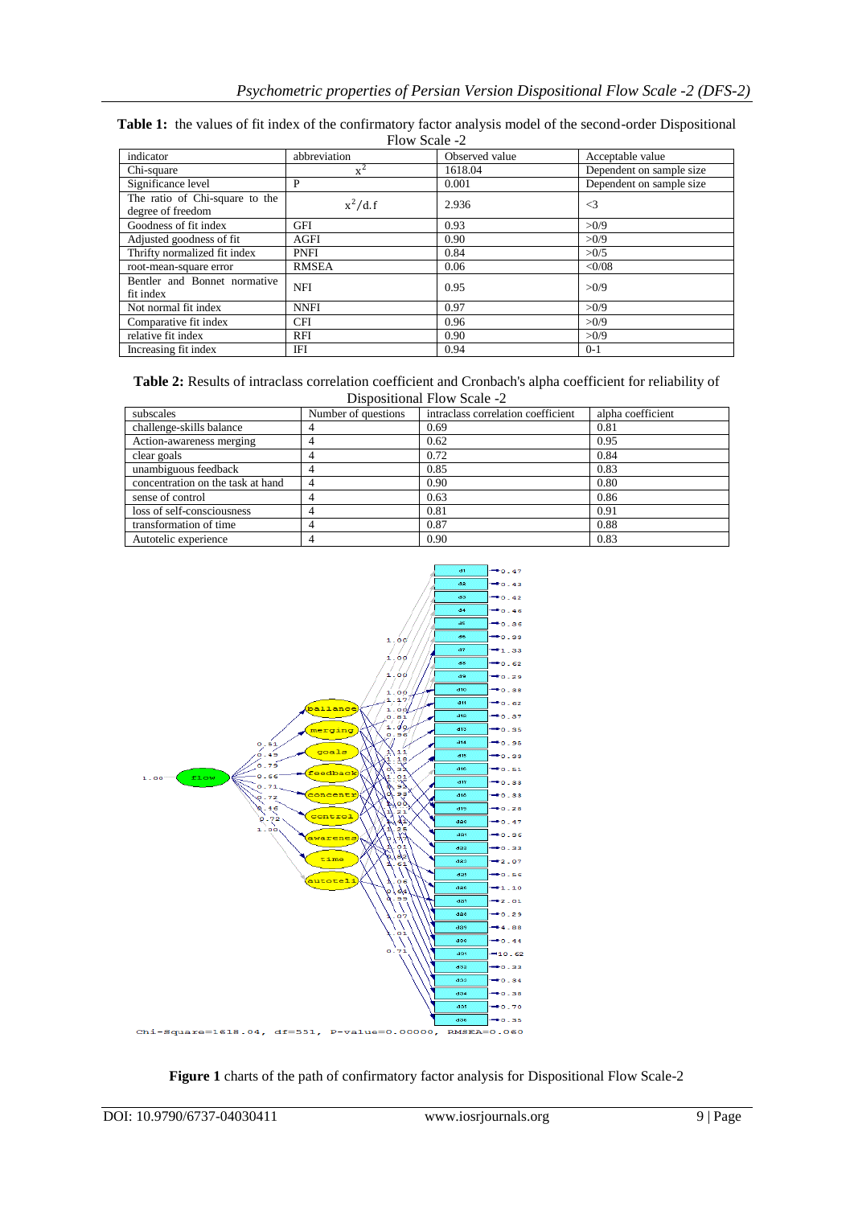**Table 1:** the values of fit index of the confirmatory factor analysis model of the second-order Dispositional Flow Scale -2

| indicator | abbreviation | Observed value | Acceptable value |
|---|---|---|---|
| Chi-square | $x^2$ | 1618.04 | Dependent on sample size |
| Significance level | P | 0.001 | Dependent on sample size |
| The ratio of Chi-square to the degree of freedom | $x^2/d.f$ | 2.936 | <3 |
| Goodness of fit index | GFI | 0.93 | >0/9 |
| Adjusted goodness of fit | AGFI | 0.90 | >0/9 |
| Thrifty normalized fit index | PNFI | 0.84 | >0/5 |
| root-mean-square error | RMSEA | 0.06 | <0/08 |
| Bentler and Bonnet normative fit index | NFI | 0.95 | >0/9 |
| Not normal fit index | NNFI | 0.97 | >0/9 |
| Comparative fit index | CFI | 0.96 | >0/9 |
| relative fit index | RFI | 0.90 | >0/9 |
| Increasing fit index | IFI | 0.94 | 0-1 |

**Table 2:** Results of intraclass correlation coefficient and Cronbach's alpha coefficient for reliability of Dispositional Flow Scale -2

| subscales | Number of questions | intraclass correlation coefficient | alpha coefficient |
|---|---|---|---|
| challenge-skills balance | 4 | 0.69 | 0.81 |
| Action-awareness merging | 4 | 0.62 | 0.95 |
| clear goals | 4 | 0.72 | 0.84 |
| unambiguous feedback | 4 | 0.85 | 0.83 |
| concentration on the task at hand | 4 | 0.90 | 0.80 |
| sense of control | 4 | 0.63 | 0.86 |
| loss of self-consciousness | 4 | 0.81 | 0.91 |
| transformation of time | 4 | 0.87 | 0.88 |
| Autotelic experience | 4 | 0.90 | 0.83 |

Chi-Square=1618.04, df=551, P-value=0.00000, RMSEA=0.060

**Figure 1** charts of the path of confirmatory factor analysis for Dispositional Flow Scale-2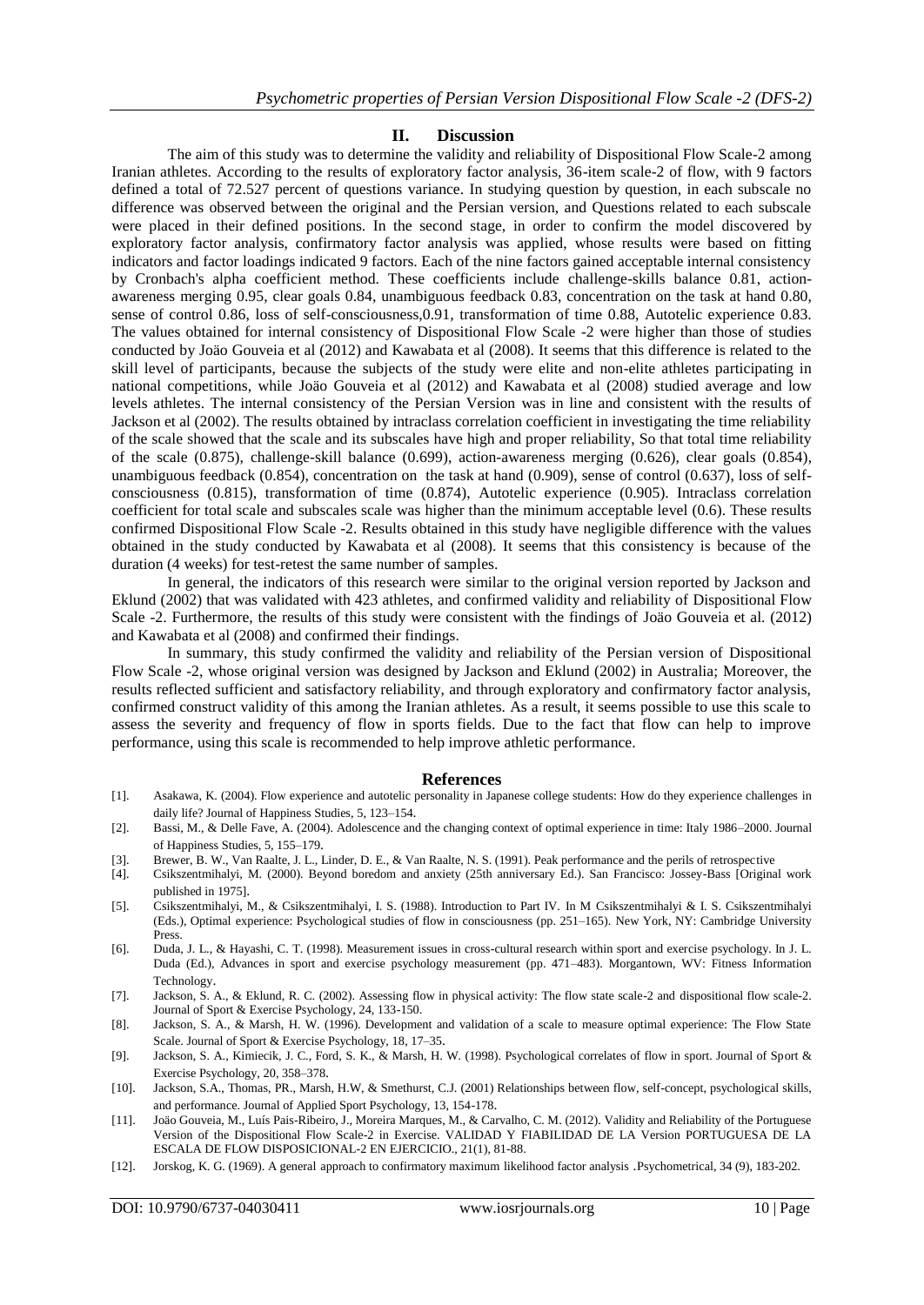## II. Discussion

The aim of this study was to determine the validity and reliability of Dispositional Flow Scale-2 among Iranian athletes. According to the results of exploratory factor analysis, 36-item scale-2 of flow, with 9 factors defined a total of 72.527 percent of questions variance. In studying question by question, in each subscale no difference was observed between the original and the Persian version, and Questions related to each subscale were placed in their defined positions. In the second stage, in order to confirm the model discovered by exploratory factor analysis, confirmatory factor analysis was applied, whose results were based on fitting indicators and factor loadings indicated 9 factors. Each of the nine factors gained acceptable internal consistency by Cronbach's alpha coefficient method. These coefficients include challenge-skills balance 0.81, action-awareness merging 0.95, clear goals 0.84, unambiguous feedback 0.83, concentration on the task at hand 0.80, sense of control 0.86, loss of self-consciousness,0.91, transformation of time 0.88, Autotelic experience 0.83. The values obtained for internal consistency of Dispositional Flow Scale -2 were higher than those of studies conducted by Joäo Gouveia et al (2012) and Kawabata et al (2008). It seems that this difference is related to the skill level of participants, because the subjects of the study were elite and non-elite athletes participating in national competitions, while Joäo Gouveia et al (2012) and Kawabata et al (2008) studied average and low levels athletes. The internal consistency of the Persian Version was in line and consistent with the results of Jackson et al (2002). The results obtained by intraclass correlation coefficient in investigating the time reliability of the scale showed that the scale and its subscales have high and proper reliability, So that total time reliability of the scale (0.875), challenge-skill balance (0.699), action-awareness merging (0.626), clear goals (0.854), unambiguous feedback (0.854), concentration on the task at hand (0.909), sense of control (0.637), loss of self-consciousness (0.815), transformation of time (0.874), Autotelic experience (0.905). Intraclass correlation coefficient for total scale and subscales scale was higher than the minimum acceptable level (0.6). These results confirmed Dispositional Flow Scale -2. Results obtained in this study have negligible difference with the values obtained in the study conducted by Kawabata et al (2008). It seems that this consistency is because of the duration (4 weeks) for test-retest the same number of samples.

In general, the indicators of this research were similar to the original version reported by Jackson and Eklund (2002) that was validated with 423 athletes, and confirmed validity and reliability of Dispositional Flow Scale -2. Furthermore, the results of this study were consistent with the findings of Joäo Gouveia et al. (2012) and Kawabata et al (2008) and confirmed their findings.

In summary, this study confirmed the validity and reliability of the Persian version of Dispositional Flow Scale -2, whose original version was designed by Jackson and Eklund (2002) in Australia; Moreover, the results reflected sufficient and satisfactory reliability, and through exploratory and confirmatory factor analysis, confirmed construct validity of this among the Iranian athletes. As a result, it seems possible to use this scale to assess the severity and frequency of flow in sports fields. Due to the fact that flow can help to improve performance, using this scale is recommended to help improve athletic performance.

## References

[1]. Asakawa, K. (2004). Flow experience and autotelic personality in Japanese college students: How do they experience challenges in daily life? Journal of Happiness Studies, 5, 123–154.

[2]. Bassi, M., & Delle Fave, A. (2004). Adolescence and the changing context of optimal experience in time: Italy 1986–2000. Journal of Happiness Studies, 5, 155–179.

[3]. Brewer, B. W., Van Raalte, J. L., Linder, D. E., & Van Raalte, N. S. (1991). Peak performance and the perils of retrospective

[4]. Csikszentmihalyi, M. (2000). Beyond boredom and anxiety (25th anniversary Ed.). San Francisco: Jossey-Bass [Original work published in 1975].

[5]. Csikszentmihalyi, M., & Csikszentmihalyi, I. S. (1988). Introduction to Part IV. In M Csikszentmihalyi & I. S. Csikszentmihalyi (Eds.), Optimal experience: Psychological studies of flow in consciousness (pp. 251–165). New York, NY: Cambridge University Press.

[6]. Duda, J. L., & Hayashi, C. T. (1998). Measurement issues in cross-cultural research within sport and exercise psychology. In J. L. Duda (Ed.), Advances in sport and exercise psychology measurement (pp. 471–483). Morgantown, WV: Fitness Information Technology.

[7]. Jackson, S. A., & Eklund, R. C. (2002). Assessing flow in physical activity: The flow state scale-2 and dispositional flow scale-2. Journal of Sport & Exercise Psychology, 24, 133-150.

[8]. Jackson, S. A., & Marsh, H. W. (1996). Development and validation of a scale to measure optimal experience: The Flow State Scale. Journal of Sport & Exercise Psychology, 18, 17–35.

[9]. Jackson, S. A., Kimiecik, J. C., Ford, S. K., & Marsh, H. W. (1998). Psychological correlates of flow in sport. Journal of Sport & Exercise Psychology, 20, 358–378.

[10]. Jackson, S.A., Thomas, PR., Marsh, H.W, & Smethurst, C.J. (2001) Relationships between flow, self-concept, psychological skills, and performance. Journal of Applied Sport Psychology, 13, 154-178.

[11]. Joäo Gouveia, M., Luís Pais-Ribeiro, J., Moreira Marques, M., & Carvalho, C. M. (2012). Validity and Reliability of the Portuguese Version of the Dispositional Flow Scale-2 in Exercise. VALIDAD Y FIABILIDAD DE LA Version PORTUGUESA DE LA ESCALA DE FLOW DISPOSICIONAL-2 EN EJERCICIO., 21(1), 81-88.

[12]. Jorskog, K. G. (1969). A general approach to confirmatory maximum likelihood factor analysis .Psychometrical, 34 (9), 183-202.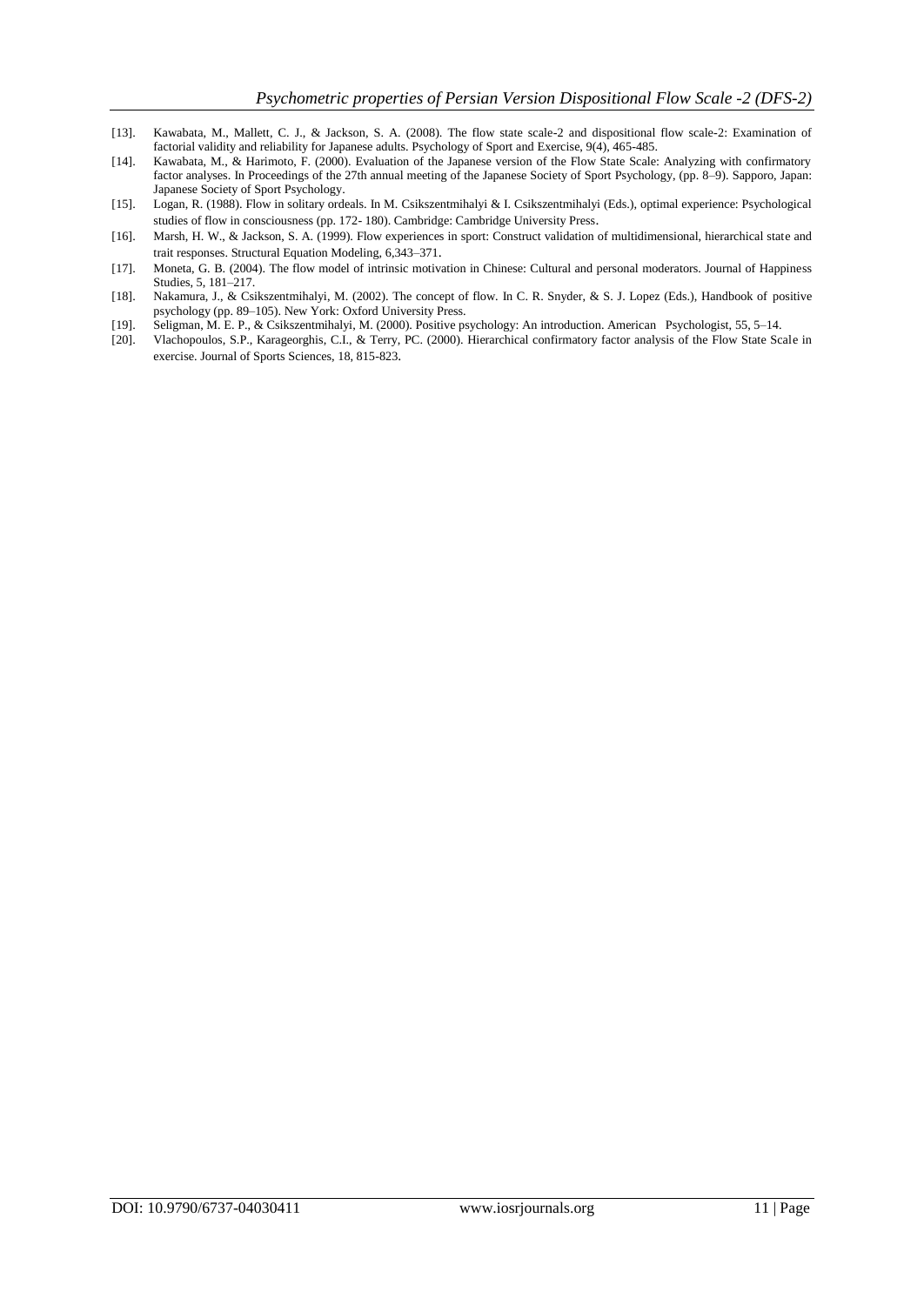[13]. Kawabata, M., Mallett, C. J., & Jackson, S. A. (2008). The flow state scale-2 and dispositional flow scale-2: Examination of factorial validity and reliability for Japanese adults. Psychology of Sport and Exercise, 9(4), 465-485.

[14]. Kawabata, M., & Harimoto, F. (2000). Evaluation of the Japanese version of the Flow State Scale: Analyzing with confirmatory factor analyses. In Proceedings of the 27th annual meeting of the Japanese Society of Sport Psychology, (pp. 8–9). Sapporo, Japan: Japanese Society of Sport Psychology.

[15]. Logan, R. (1988). Flow in solitary ordeals. In M. Csikszentmihalyi & I. Csikszentmihalyi (Eds.), optimal experience: Psychological studies of flow in consciousness (pp. 172- 180). Cambridge: Cambridge University Press.

[16]. Marsh, H. W., & Jackson, S. A. (1999). Flow experiences in sport: Construct validation of multidimensional, hierarchical state and trait responses. Structural Equation Modeling, 6,343–371.

[17]. Moneta, G. B. (2004). The flow model of intrinsic motivation in Chinese: Cultural and personal moderators. Journal of Happiness Studies, 5, 181–217.

[18]. Nakamura, J., & Csikszentmihalyi, M. (2002). The concept of flow. In C. R. Snyder, & S. J. Lopez (Eds.), Handbook of positive psychology (pp. 89–105). New York: Oxford University Press.

[19]. Seligman, M. E. P., & Csikszentmihalyi, M. (2000). Positive psychology: An introduction. American Psychologist, 55, 5–14.

[20]. Vlachopoulos, S.P., Karageorghis, C.I., & Terry, PC. (2000). Hierarchical confirmatory factor analysis of the Flow State Scale in exercise. Journal of Sports Sciences, 18, 815-823.